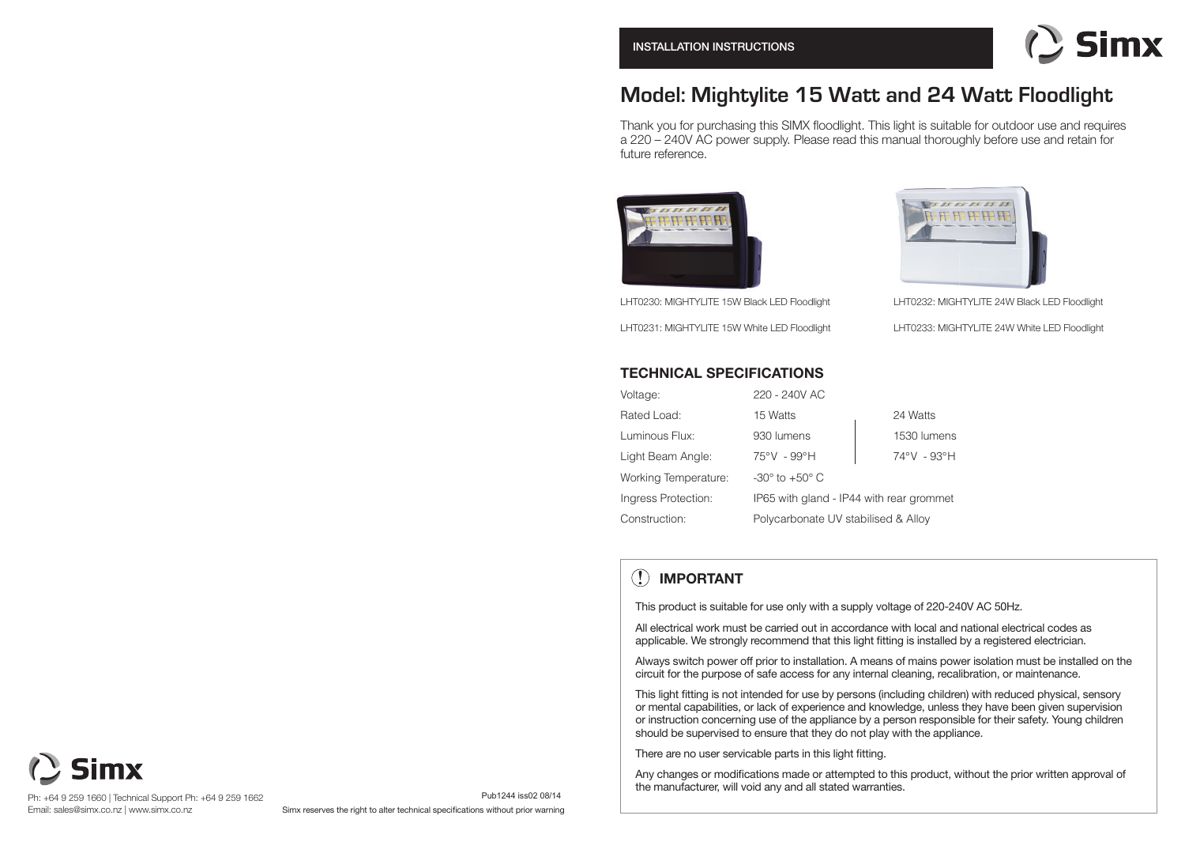INSTALLATION INSTRUCTIONS

# Model: Mightylite 15 Watt and 24 Watt Floodlight

Thank you for purchasing this SIMX floodlight. This light is suitable for outdoor use and requires a 220 – 240V AC power supply. Please read this manual thoroughly before use and retain for future reference.

LHT0230: MIGHTYLITE 15W Black LED Floodlight

LHT0231: MIGHTYLITE 15W White LED Floodlight

LHT0232: MIGHTYLITE 24W Black LED Floodlight

LHT0233: MIGHTYLITE 24W White LED Floodlight

## TECHNICAL SPECIFICATIONS

| | | |
|---|---|---|
| Voltage: | 220 - 240V AC | |
| Rated Load: | 15 Watts | 24 Watts |
| Luminous Flux: | 930 lumens | 1530 lumens |
| Light Beam Angle: | 75°V - 99°H | 74°V - 93°H |
| Working Temperature: | -30° to +50° C | |
| Ingress Protection: | IP65 with gland - IP44 with rear grommet | |
| Construction: | Polycarbonate UV stabilised & Alloy | |

## IMPORTANT

This product is suitable for use only with a supply voltage of 220-240V AC 50Hz.

All electrical work must be carried out in accordance with local and national electrical codes as applicable. We strongly recommend that this light fitting is installed by a registered electrician.

Always switch power off prior to installation. A means of mains power isolation must be installed on the circuit for the purpose of safe access for any internal cleaning, recalibration, or maintenance.

This light fitting is not intended for use by persons (including children) with reduced physical, sensory or mental capabilities, or lack of experience and knowledge, unless they have been given supervision or instruction concerning use of the appliance by a person responsible for their safety. Young children should be supervised to ensure that they do not play with the appliance.

There are no user servicable parts in this light fitting.

Any changes or modifications made or attempted to this product, without the prior written approval of the manufacturer, will void any and all stated warranties.

Simx

Ph: +64 9 259 1660 | Technical Support Ph: +64 9 259 1662
Email: sales@simx.co.nz | www.simx.co.nz

Pub1244 iss02 08/14

Simx reserves the right to alter technical specifications without prior warning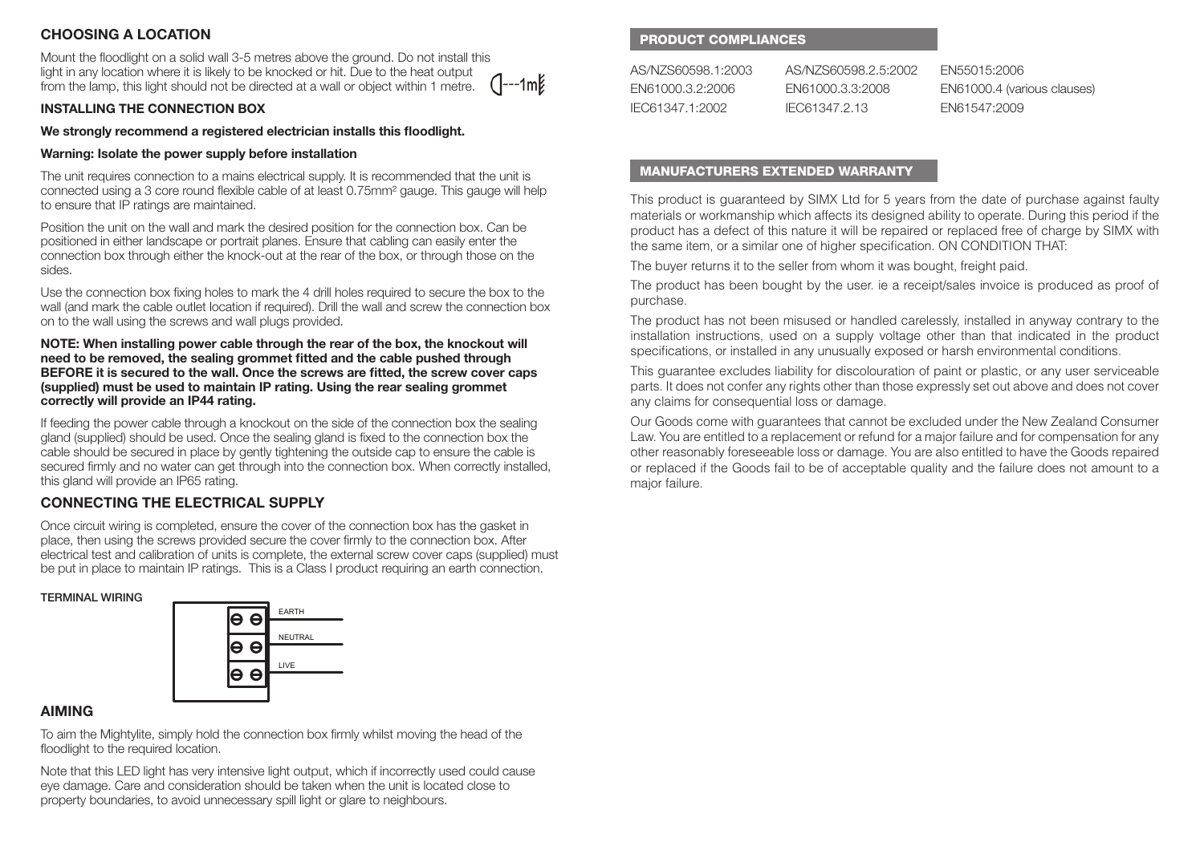## CHOOSING A LOCATION

Mount the floodlight on a solid wall 3-5 metres above the ground. Do not install this light in any location where it is likely to be knocked or hit. Due to the heat output from the lamp, this light should not be directed at a wall or object within 1 metre.

### INSTALLING THE CONNECTION BOX

**We strongly recommend a registered electrician installs this floodlight.**

**Warning: Isolate the power supply before installation**

The unit requires connection to a mains electrical supply. It is recommended that the unit is connected using a 3 core round flexible cable of at least 0.75mm² gauge. This gauge will help to ensure that IP ratings are maintained.

Position the unit on the wall and mark the desired position for the connection box. Can be positioned in either landscape or portrait planes. Ensure that cabling can easily enter the connection box through either the knock-out at the rear of the box, or through those on the sides.

Use the connection box fixing holes to mark the 4 drill holes required to secure the box to the wall (and mark the cable outlet location if required). Drill the wall and screw the connection box on to the wall using the screws and wall plugs provided.

**NOTE: When installing power cable through the rear of the box, the knockout will need to be removed, the sealing grommet fitted and the cable pushed through BEFORE it is secured to the wall. Once the screws are fitted, the screw cover caps (supplied) must be used to maintain IP rating. Using the rear sealing grommet correctly will provide an IP44 rating.**

If feeding the power cable through a knockout on the side of the connection box the sealing gland (supplied) should be used. Once the sealing gland is fixed to the connection box the cable should be secured in place by gently tightening the outside cap to ensure the cable is secured firmly and no water can get through into the connection box. When correctly installed, this gland will provide an IP65 rating.

## CONNECTING THE ELECTRICAL SUPPLY

Once circuit wiring is completed, ensure the cover of the connection box has the gasket in place, then using the screws provided secure the cover firmly to the connection box. After electrical test and calibration of units is complete, the external screw cover caps (supplied) must be put in place to maintain IP ratings. This is a Class I product requiring an earth connection.

**TERMINAL WIRING**

EARTH
NEUTRAL
LIVE

## AIMING

To aim the Mightylite, simply hold the connection box firmly whilst moving the head of the floodlight to the required location.

Note that this LED light has very intensive light output, which if incorrectly used could cause eye damage. Care and consideration should be taken when the unit is located close to property boundaries, to avoid unnecessary spill light or glare to neighbours.

## PRODUCT COMPLIANCES

| | | |
|---|---|---|
| AS/NZS60598.1:2003 | AS/NZS60598.2.5:2002 | EN55015:2006 |
| EN61000.3.2:2006 | EN61000.3.3:2008 | EN61000.4 (various clauses) |
| IEC61347.1:2002 | IEC61347.2.13 | EN61547:2009 |

## MANUFACTURERS EXTENDED WARRANTY

This product is guaranteed by SIMX Ltd for 5 years from the date of purchase against faulty materials or workmanship which affects its designed ability to operate. During this period if the product has a defect of this nature it will be repaired or replaced free of charge by SIMX with the same item, or a similar one of higher specification. ON CONDITION THAT:

The buyer returns it to the seller from whom it was bought, freight paid.

The product has been bought by the user. ie a receipt/sales invoice is produced as proof of purchase.

The product has not been misused or handled carelessly, installed in anyway contrary to the installation instructions, used on a supply voltage other than that indicated in the product specifications, or installed in any unusually exposed or harsh environmental conditions.

This guarantee excludes liability for discolouration of paint or plastic, or any user serviceable parts. It does not confer any rights other than those expressly set out above and does not cover any claims for consequential loss or damage.

Our Goods come with guarantees that cannot be excluded under the New Zealand Consumer Law. You are entitled to a replacement or refund for a major failure and for compensation for any other reasonably foreseeable loss or damage. You are also entitled to have the Goods repaired or replaced if the Goods fail to be of acceptable quality and the failure does not amount to a major failure.